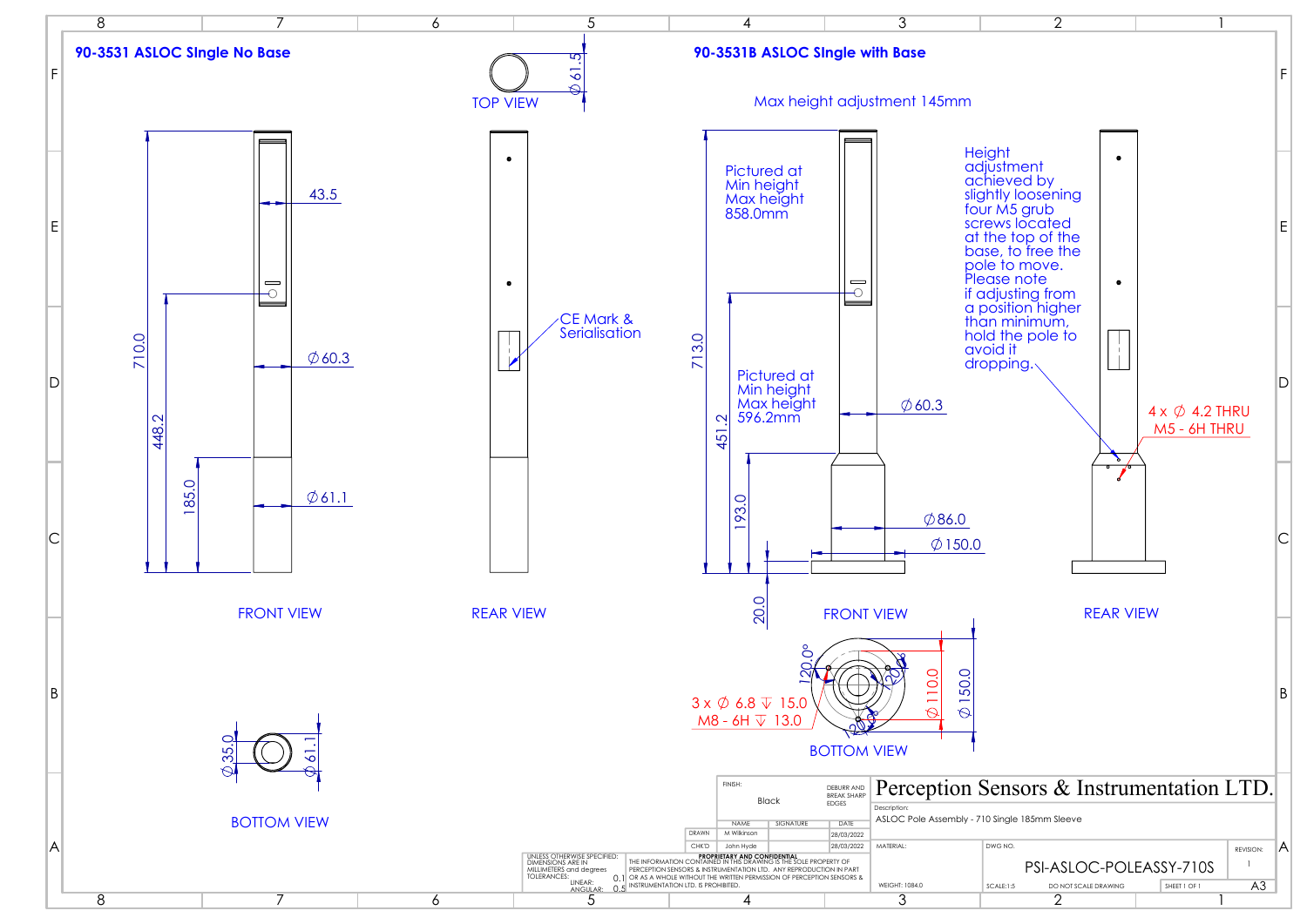## 90-3531 ASLOC SIngle No Base

### FRONT VIEW

- 710.0
- 448.2
- 185.0
- 43.5
- Ø60.3
- Ø61.1

### TOP VIEW

- Ø61.5

### REAR VIEW

CE Mark & Serialisation

### BOTTOM VIEW

- Ø35.0
- Ø61.1

## 90-3531B ASLOC SIngle with Base

Max height adjustment 145mm

### FRONT VIEW

Pictured at Min height
Max height 858.0mm

Pictured at Min height
Max height 596.2mm

- 713.0
- 451.2
- 193.0
- 20.0
- Ø60.3
- Ø86.0
- Ø150.0

### REAR VIEW

Height adjustment achieved by slightly loosening four M5 grub screws located at the top of the base, to free the pole to move. Please note if adjusting from a position higher than minimum, hold the pole to avoid it dropping.

4 x Ø 4.2 THRU
M5 - 6H THRU

### BOTTOM VIEW

- 3 x Ø 6.8 ↧ 15.0
- M8 - 6H ↧ 13.0
- 120.0°
- 120.0°
- 120.0°
- Ø110.0
- Ø150.0

| FINISH: Black | | DEBURR AND BREAK SHARP EDGES |
|---|---|---|
| | NAME | SIGNATURE | DATE |
| DRAWN | M Wilkinson | | 28/03/2022 |
| CHK'D | John Hyde | | 28/03/2022 |

UNLESS OTHERWISE SPECIFIED: DIMENSIONS ARE IN MILLIMETERS and degrees
TOLERANCES: LINEAR: 0.1 ANGULAR: 0.5

PROPRIETARY AND CONFIDENTIAL
THE INFORMATION CONTAINED IN THIS DRAWING IS THE SOLE PROPERTY OF PERCEPTION SENSORS & INSTRUMENTATION LTD. ANY REPRODUCTION IN PART OR AS A WHOLE WITHOUT THE WRITTEN PERMISSION OF PERCEPTION SENSORS & INSTRUMENTATION LTD. IS PROHIBITED.

**Perception Sensors & Instrumentation LTD.**

Description: ASLOC Pole Assembly - 710 Single 185mm Sleeve

MATERIAL:

WEIGHT: 1084.0

DWG NO. PSI-ASLOC-POLEASSY-710S

REVISION: 1

SCALE:1:5 | DO NOT SCALE DRAWING | SHEET 1 OF 1 | A3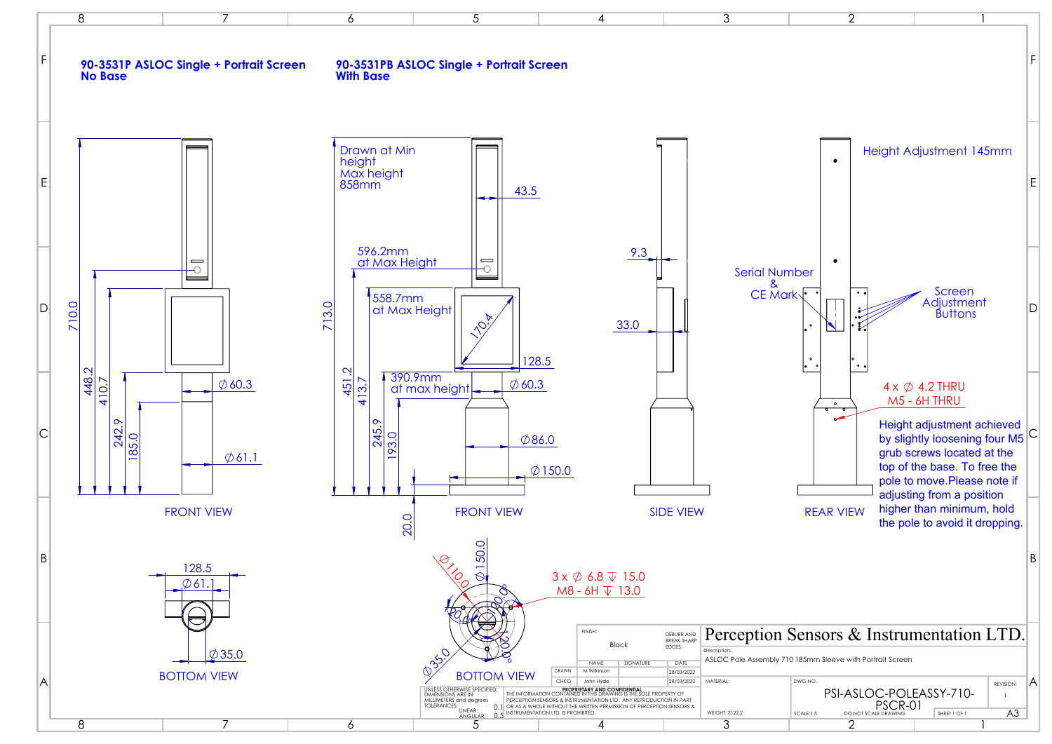## 90-3531P ASLOC Single + Portrait Screen No Base

## 90-3531PB ASLOC Single + Portrait Screen With Base

FRONT VIEW (No Base): 710.0, 448.2, 410.7, 242.9, 185.0, ∅60.3, ∅61.1

FRONT VIEW (With Base): Drawn at Min height, Max height 858mm; 713.0, 451.2, 413.7, 245.9, 193.0, 20.0; 596.2mm at Max Height; 558.7mm at Max Height; 390.9mm at max height; 43.5; 170.4; 128.5; ∅60.3; ∅86.0; ∅150.0

SIDE VIEW: 9.3; 33.0

REAR VIEW: Height Adjustment 145mm; Serial Number & CE Mark; Screen Adjustment Buttons; 4 x ∅ 4.2 THRU, M5 - 6H THRU

Height adjustment achieved by slightly loosening four M5 grub screws located at the top of the base. To free the pole to move.Please note if adjusting from a position higher than minimum, hold the pole to avoid it dropping.

BOTTOM VIEW (No Base): 128.5; ∅61.1; ∅35.0

BOTTOM VIEW (With Base): ∅110.0; ∅150.0; ∅35.0; 120.0°; 3 x ∅ 6.8 ↧ 15.0, M8 - 6H ↧ 13.0

| | | | |
|---|---|---|---|
| FINISH: Black | | | DEBURR AND BREAK SHARP EDGES |
| | NAME | SIGNATURE | DATE |
| DRAWN | M Wilkinson | | 28/03/2022 |
| CHK'D | John Hyde | | 28/03/2022 |

UNLESS OTHERWISE SPECIFIED: DIMENSIONS ARE IN MILLIMETERS and degrees. TOLERANCES: LINEAR: 0.1, ANGULAR: 0.5

PROPRIETARY AND CONFIDENTIAL: THE INFORMATION CONTAINED IN THIS DRAWING IS THE SOLE PROPERTY OF PERCEPTION SENSORS & INSTRUMENTATION LTD. ANY REPRODUCTION IN PART OR AS A WHOLE WITHOUT THE WRITTEN PERMISSION OF PERCEPTION SENSORS & INSTRUMENTATION LTD. IS PROHIBITED.

**Perception Sensors & Instrumentation LTD.**

Description: ASLOC Pole Assembly 710 185mm Sleeve with Portrait Screen

MATERIAL:

WEIGHT: 2122.2

DWG NO. PSI-ASLOC-POLEASSY-710-PSCR-01

REVISION: 1

SCALE:1:5 — DO NOT SCALE DRAWING — SHEET 1 OF 1 — A3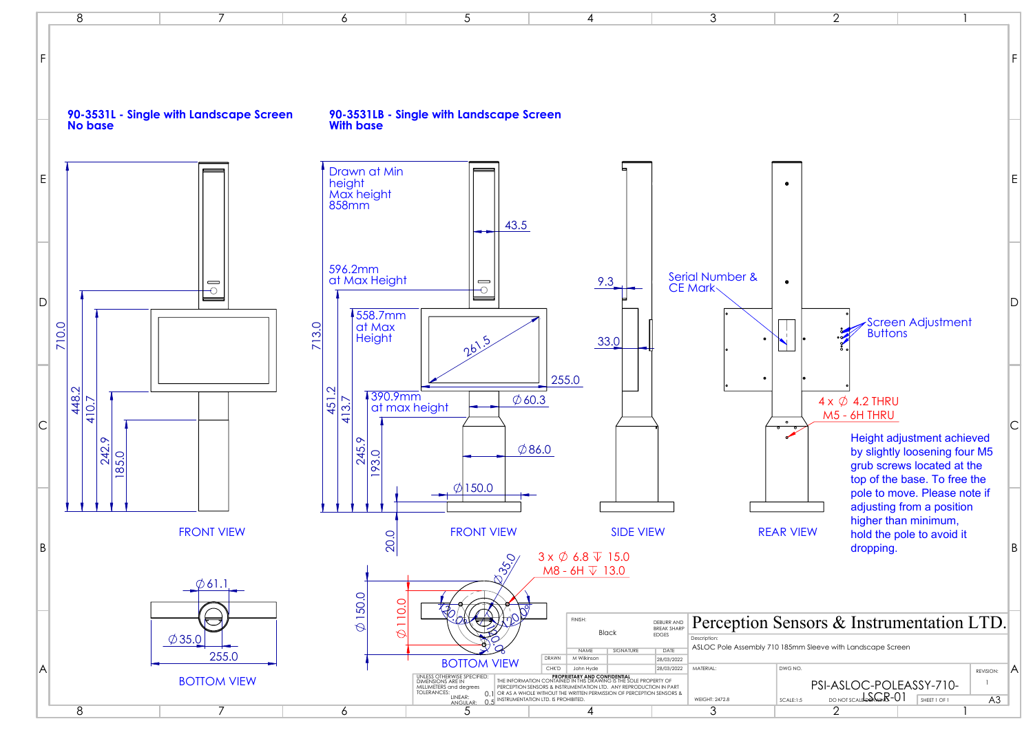**90-3531L - Single with Landscape Screen**
**No base**

**90-3531LB - Single with Landscape Screen**
**With base**

FRONT VIEW

710.0, 448.2, 410.7, 242.9, 185.0

FRONT VIEW

Drawn at Min height
Max height 858mm

596.2mm at Max Height

558.7mm at Max Height

390.9mm at max height

713.0, 451.2, 413.7, 245.9, 193.0, 20.0

43.5, 261.5, 255.0, ∅60.3, ∅86.0, ∅150.0

SIDE VIEW

9.3, 33.0

REAR VIEW

Serial Number & CE Mark

Screen Adjustment Buttons

4 x ∅ 4.2 THRU
M5 - 6H THRU

Height adjustment achieved by slightly loosening four M5 grub screws located at the top of the base. To free the pole to move. Please note if adjusting from a position higher than minimum, hold the pole to avoid it dropping.

BOTTOM VIEW

∅61.1, ∅35.0, 255.0

BOTTOM VIEW

3 x ∅ 6.8 ↧ 15.0
M8 - 6H ↧ 13.0

∅35.0, ∅150.0, ∅110.0, 120.0°

| FINISH: Black | DEBURR AND BREAK SHARP EDGES | |
|---|---|---|
| | NAME | SIGNATURE | DATE |
| DRAWN | M Wilkinson | | 28/03/2022 |
| CHK'D | John Hyde | | 28/03/2022 |

UNLESS OTHERWISE SPECIFIED: DIMENSIONS ARE IN MILLIMETERS and degrees
TOLERANCES: LINEAR: 0.1 ANGULAR: 0.5

PROPRIETARY AND CONFIDENTIAL
THE INFORMATION CONTAINED IN THIS DRAWING IS THE SOLE PROPERTY OF PERCEPTION SENSORS & INSTRUMENTATION LTD. ANY REPRODUCTION IN PART OR AS A WHOLE WITHOUT THE WRITTEN PERMISSION OF PERCEPTION SENSORS & INSTRUMENTATION LTD. IS PROHIBITED.

**Perception Sensors & Instrumentation LTD.**

Description: ASLOC Pole Assembly 710 185mm Sleeve with Landscape Screen

MATERIAL:
WEIGHT: 2472.8

DWG NO. PSI-ASLOC-POLEASSY-710-LSCR-01

REVISION: 1

SCALE:1:5 — DO NOT SCALE DRAWING — SHEET 1 OF 1 — A3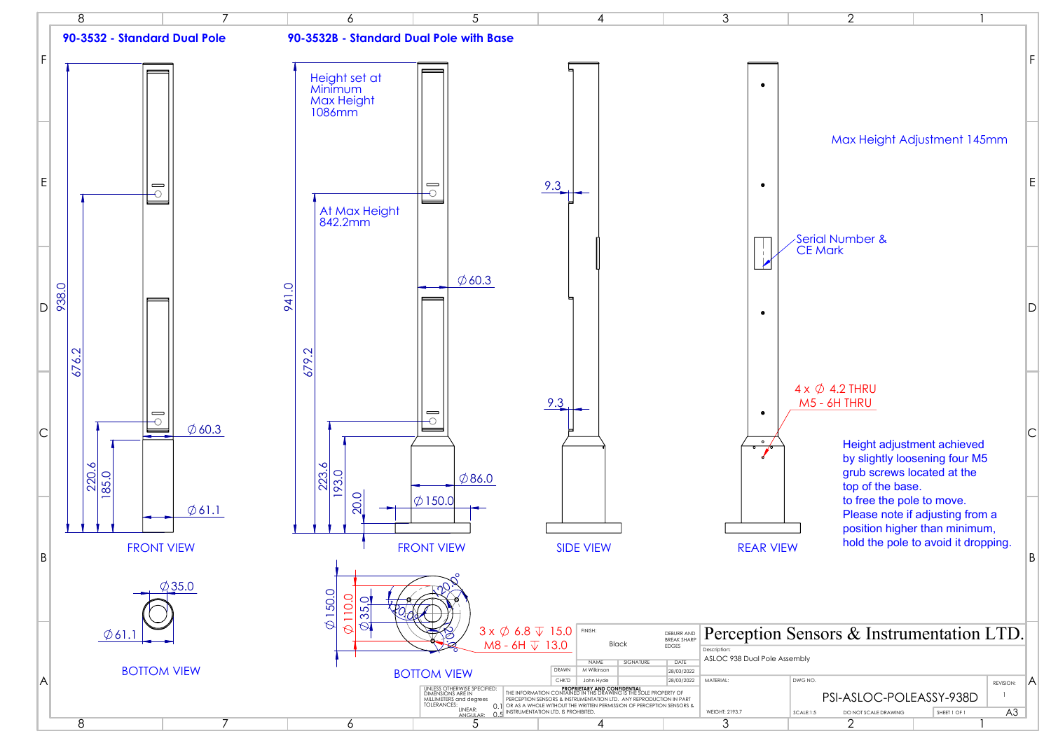## 90-3532 - Standard Dual Pole

## 90-3532B - Standard Dual Pole with Base

Height set at Minimum
Max Height 1086mm

At Max Height 842.2mm

938.0
676.2
220.6
185.0
∅60.3
∅61.1

941.0
679.2
223.6
193.0
20.0
∅60.3
∅86.0
∅150.0

9.3
9.3

Max Height Adjustment 145mm

Serial Number & CE Mark

4 x ∅ 4.2 THRU
M5 - 6H THRU

Height adjustment achieved by slightly loosening four M5 grub screws located at the top of the base. to free the pole to move. Please note if adjusting from a position higher than minimum, hold the pole to avoid it dropping.

FRONT VIEW

FRONT VIEW

SIDE VIEW

REAR VIEW

∅35.0
∅61.1

BOTTOM VIEW

∅150.0
∅110.0
∅35.0
120.0°
120.0°
120.0°

3 x ∅ 6.8 ↧ 15.0
M8 - 6H ↧ 13.0

BOTTOM VIEW

| FINISH: Black | | DEBURR AND BREAK SHARP EDGES |
|---|---|---|
| NAME | SIGNATURE | DATE |
| DRAWN M Wilkinson | | 28/03/2022 |
| CHK'D John Hyde | | 28/03/2022 |

UNLESS OTHERWISE SPECIFIED: DIMENSIONS ARE IN MILLIMETERS and degrees
TOLERANCES: LINEAR: 0.1 ANGULAR: 0.5

PROPRIETARY AND CONFIDENTIAL
THE INFORMATION CONTAINED IN THIS DRAWING IS THE SOLE PROPERTY OF PERCEPTION SENSORS & INSTRUMENTATION LTD. ANY REPRODUCTION IN PART OR AS A WHOLE WITHOUT THE WRITTEN PERMISSION OF PERCEPTION SENSORS & INSTRUMENTATION LTD. IS PROHIBITED.

**Perception Sensors & Instrumentation LTD.**

Description: ASLOC 938 Dual Pole Assembly

MATERIAL:
WEIGHT: 2193.7

DWG NO. PSI-ASLOC-POLEASSY-938D
REVISION: 1
SCALE:1:5 DO NOT SCALE DRAWING SHEET 1 OF 1 A3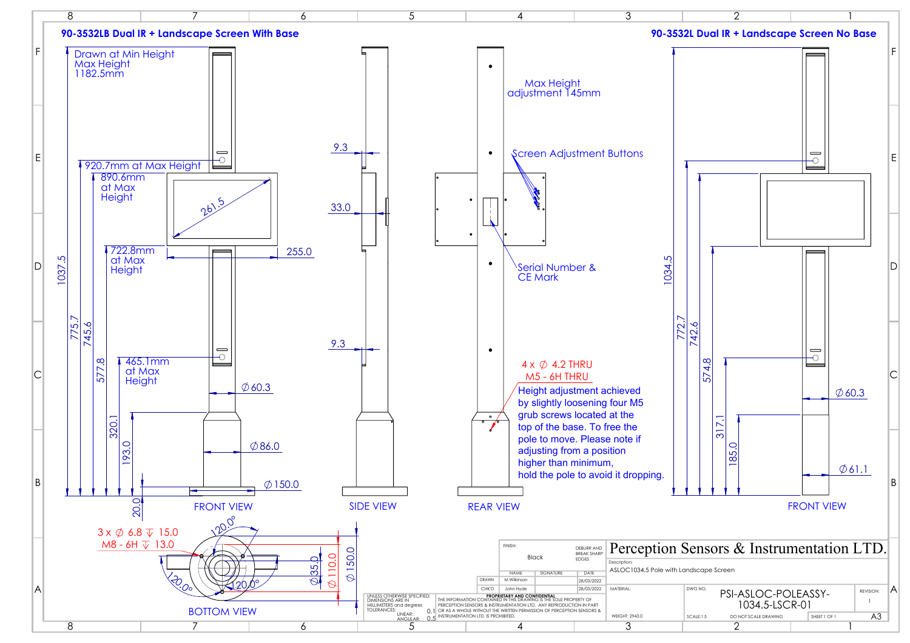## 90-3532LB Dual IR + Landscape Screen With Base

## 90-3532L Dual IR + Landscape Screen No Base

Drawn at Min Height
Max Height
1182.5mm

920.7mm at Max Height

890.6mm at Max Height

722.8mm at Max Height

465.1mm at Max Height

261.5

255.0

1037.5, 775.7, 745.6, 577.8, 320.1, 193.0, 20.0

∅60.3

∅86.0

∅150.0

FRONT VIEW

9.3

33.0

9.3

SIDE VIEW

Max Height adjustment 145mm

Screen Adjustment Buttons

Serial Number & CE Mark

4 x ∅ 4.2 THRU
M5 - 6H THRU

Height adjustment achieved by slightly loosening four M5 grub screws located at the top of the base. To free the pole to move. Please note if adjusting from a position higher than minimum, hold the pole to avoid it dropping.

REAR VIEW

1034.5, 772.7, 742.6, 574.8, 317.1, 185.0

∅60.3

∅61.1

FRONT VIEW

3 x ∅ 6.8 ↧ 15.0
M8 - 6H ↧ 13.0

120.0°, 120.0°, 120.0°

∅35.0, ∅110.0, ∅150.0

BOTTOM VIEW

| | | | |
|---|---|---|---|
| FINISH: Black | | | DEBURR AND BREAK SHARP EDGES |
| | NAME | SIGNATURE | DATE |
| DRAWN | M Wilkinson | | 28/03/2022 |
| CHK'D | John Hyde | | 28/03/2022 |

UNLESS OTHERWISE SPECIFIED: DIMENSIONS ARE IN MILLIMETERS and degrees
TOLERANCES:
LINEAR: 0.1
ANGULAR: 0.5

**PROPRIETARY AND CONFIDENTIAL**
THE INFORMATION CONTAINED IN THIS DRAWING IS THE SOLE PROPERTY OF PERCEPTION SENSORS & INSTRUMENTATION LTD. ANY REPRODUCTION IN PART OR AS A WHOLE WITHOUT THE WRITTEN PERMISSION OF PERCEPTION SENSORS & INSTRUMENTATION LTD. IS PROHIBITED.

**Perception Sensors & Instrumentation LTD.**

Description: ASLOC1034.5 Pole with Landscape Screen

MATERIAL:

WEIGHT: 2943.0

DWG NO. PSI-ASLOC-POLEASSY-1034.5-LSCR-01

REVISION: 1

SCALE:1:5 | DO NOT SCALE DRAWING | SHEET 1 OF 1 | A3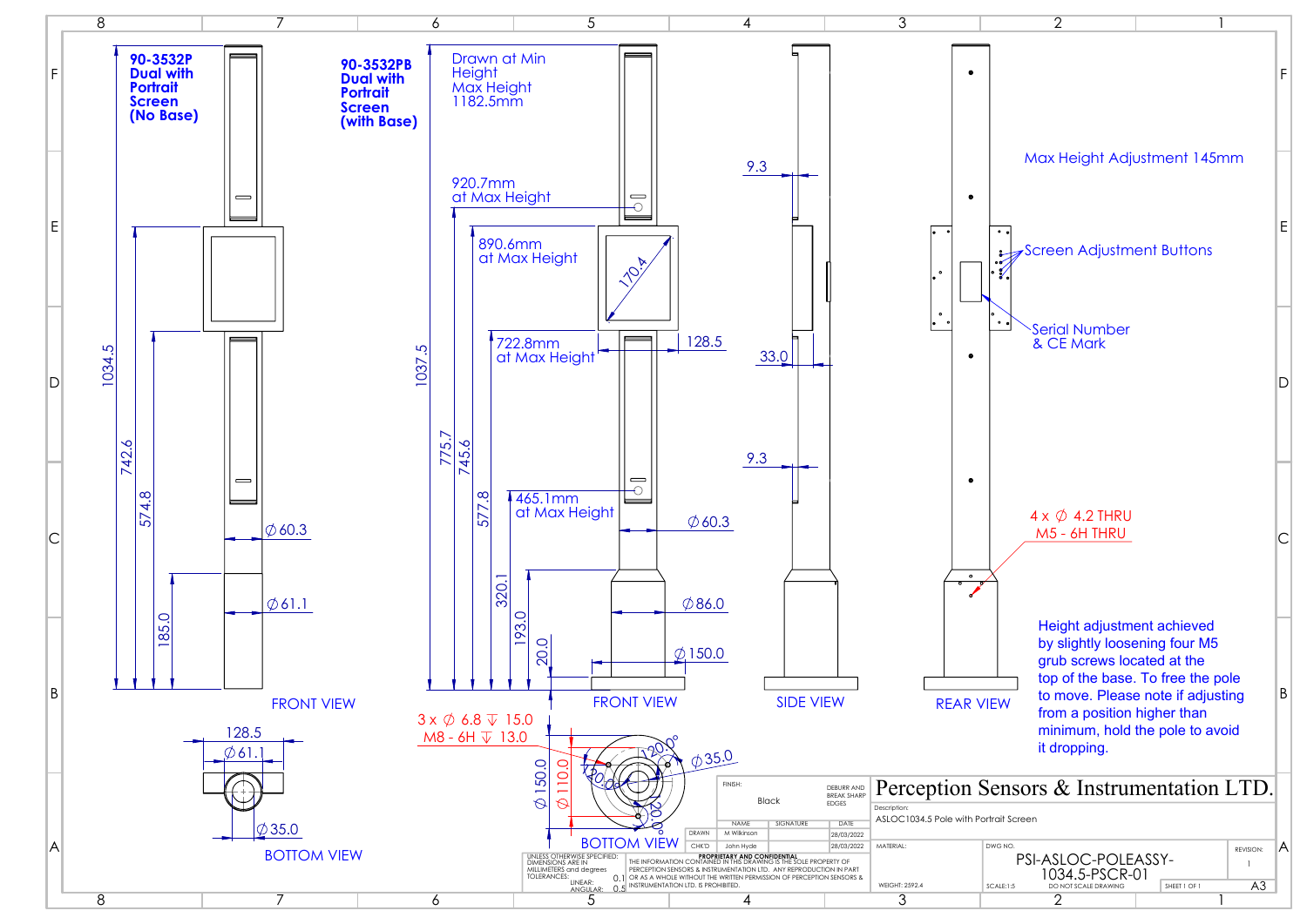**90-3532P Dual with Portrait Screen (No Base)**

**90-3532PB Dual with Portrait Screen (with Base)**

Drawn at Min Height
Max Height 1182.5mm

920.7mm at Max Height

890.6mm at Max Height

722.8mm at Max Height

465.1mm at Max Height

1034.5, 742.6, 574.8, 185.0, ∅60.3, ∅61.1

1037.5, 775.7, 745.6, 577.8, 320.1, 193.0, 20.0, 170.4, 128.5, ∅60.3, ∅86.0, ∅150.0

9.3, 33.0, 9.3

FRONT VIEW

FRONT VIEW

SIDE VIEW

REAR VIEW

Max Height Adjustment 145mm

Screen Adjustment Buttons

Serial Number & CE Mark

4 x ∅ 4.2 THRU
M5 - 6H THRU

Height adjustment achieved by slightly loosening four M5 grub screws located at the top of the base. To free the pole to move. Please note if adjusting from a position higher than minimum, hold the pole to avoid it dropping.

128.5, ∅61.1, ∅35.0

BOTTOM VIEW

3 x ∅ 6.8 ↧ 15.0
M8 - 6H ↧ 13.0

∅150.0, ∅110.0, 120.0°, 120.0°, 120.0°, ∅35.0

BOTTOM VIEW

| FINISH: Black | DEBURR AND BREAK SHARP EDGES | |
|---|---|---|
| | NAME | SIGNATURE | DATE |
| DRAWN | M Wilkinson | | 28/03/2022 |
| CHK'D | John Hyde | | 28/03/2022 |

UNLESS OTHERWISE SPECIFIED: DIMENSIONS ARE IN MILLIMETERS and degrees
TOLERANCES: LINEAR: 0.1 ANGULAR: 0.5

PROPRIETARY AND CONFIDENTIAL
THE INFORMATION CONTAINED IN THIS DRAWING IS THE SOLE PROPERTY OF PERCEPTION SENSORS & INSTRUMENTATION LTD. ANY REPRODUCTION IN PART OR AS A WHOLE WITHOUT THE WRITTEN PERMISSION OF PERCEPTION SENSORS & INSTRUMENTATION LTD. IS PROHIBITED.

**Perception Sensors & Instrumentation LTD.**

Description: ASLOC1034.5 Pole with Portrait Screen

MATERIAL:
WEIGHT: 2592.4

DWG NO. PSI-ASLOC-POLEASSY-1034.5-PSCR-01

REVISION: 1

SCALE:1:5 | DO NOT SCALE DRAWING | SHEET 1 OF 1 | A3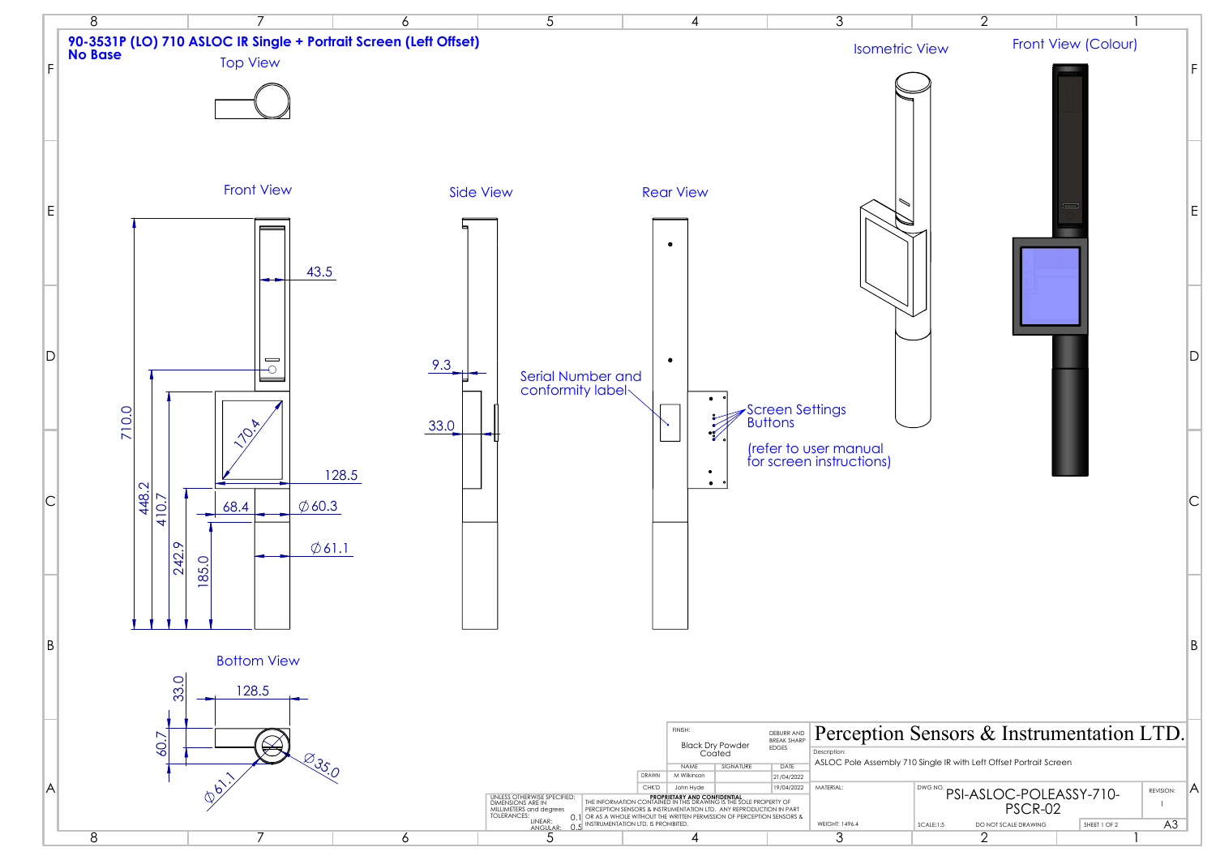# 90-3531P (LO) 710 ASLOC IR Single + Portrait Screen (Left Offset)

**No Base**

Top View

Front View

43.5

710.0

448.2

410.7

242.9

185.0

170.4

128.5

68.4

∅60.3

∅61.1

Side View

9.3

33.0

Rear View

Serial Number and conformity label

Screen Settings Buttons

(refer to user manual for screen instructions)

Isometric View

Front View (Colour)

Bottom View

33.0

128.5

60.7

∅35.0

∅61.1

| FINISH: Black Dry Powder Coated | | DEBURR AND BREAK SHARP EDGES |
|---|---|---|
| | NAME | SIGNATURE | DATE |
| DRAWN | M Wilkinson | | 21/04/2022 |
| CHK'D | John Hyde | | 19/04/2022 |

UNLESS OTHERWISE SPECIFIED: DIMENSIONS ARE IN MILLIMETERS and degrees TOLERANCES: LINEAR: 0.1 ANGULAR: 0.5

**PROPRIETARY AND CONFIDENTIAL**
THE INFORMATION CONTAINED IN THIS DRAWING IS THE SOLE PROPERTY OF PERCEPTION SENSORS & INSTRUMENTATION LTD. ANY REPRODUCTION IN PART OR AS A WHOLE WITHOUT THE WRITTEN PERMISSION OF PERCEPTION SENSORS & INSTRUMENTATION LTD. IS PROHIBITED.

Perception Sensors & Instrumentation LTD.

Description: ASLOC Pole Assembly 710 Single IR with Left Offset Portrait Screen

MATERIAL:

DWG NO. PSI-ASLOC-POLEASSY-710-PSCR-02

REVISION: 1

WEIGHT: 1496.4

SCALE:1:5

DO NOT SCALE DRAWING

SHEET 1 OF 2

A3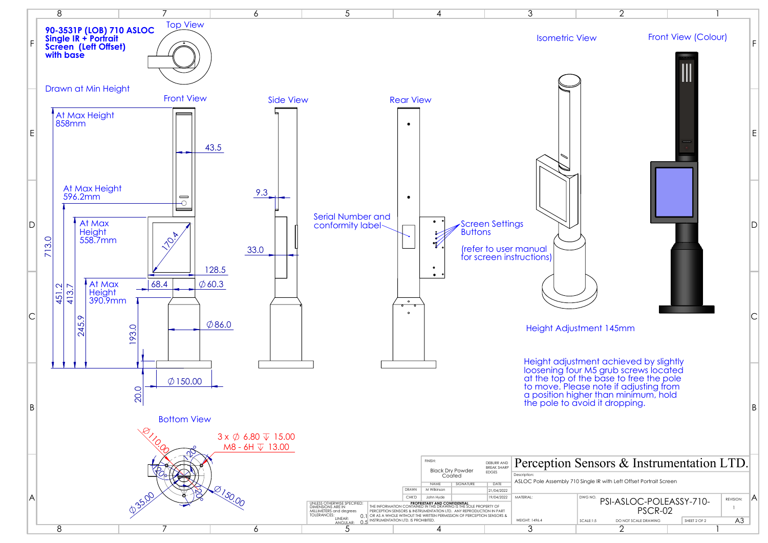# 90-3531P (LOB) 710 ASLOC Single IR + Portrait Screen (Left Offset) with base

Drawn at Min Height

**Top View**

**Front View**

- At Max Height 858mm
- 43.5
- At Max Height 596.2mm
- At Max Height 558.7mm
- 170.4
- 128.5
- 68.4
- Ø 60.3
- At Max Height 390.9mm
- Ø 86.0
- 713.0
- 451.2
- 413.7
- 245.9
- 193.0
- Ø 150.00
- 20.0

**Side View**

- 9.3
- 33.0

**Rear View**

- Serial Number and conformity label
- Screen Settings Buttons (refer to user manual for screen instructions)

**Isometric View**

**Front View (Colour)**

Height Adjustment 145mm

Height adjustment achieved by slightly loosening four M5 grub screws located at the top of the base to free the pole to move. Please note if adjusting from a position higher than minimum, hold the pole to avoid it dropping.

**Bottom View**

- 3 x Ø 6.80 ↧ 15.00
- M8 - 6H ↧ 13.00
- Ø110.00
- Ø150.00
- Ø35.00
- 120°
- 120°
- 120°

| | | | |
|---|---|---|---|
| FINISH: Black Dry Powder Coated | | | DEBURR AND BREAK SHARP EDGES |
| | NAME | SIGNATURE | DATE |
| DRAWN | M Wilkinson | | 21/04/2022 |
| CHK'D | John Hyde | | 19/04/2022 |

UNLESS OTHERWISE SPECIFIED: DIMENSIONS ARE IN MILLIMETERS and degrees TOLERANCES: LINEAR: 0.1 ANGULAR: 0.5

PROPRIETARY AND CONFIDENTIAL — THE INFORMATION CONTAINED IN THIS DRAWING IS THE SOLE PROPERTY OF PERCEPTION SENSORS & INSTRUMENTATION LTD. ANY REPRODUCTION IN PART OR AS A WHOLE WITHOUT THE WRITTEN PERMISSION OF PERCEPTION SENSORS & INSTRUMENTATION LTD. IS PROHIBITED.

**Perception Sensors & Instrumentation LTD.**

Description: ASLOC Pole Assembly 710 Single IR with Left Offset Portrait Screen

MATERIAL:

WEIGHT: 1496.4

DWG NO. PSI-ASLOC-POLEASSY-710-PSCR-02

REVISION: 1

SCALE:1:5 — DO NOT SCALE DRAWING — SHEET 2 OF 2 — A3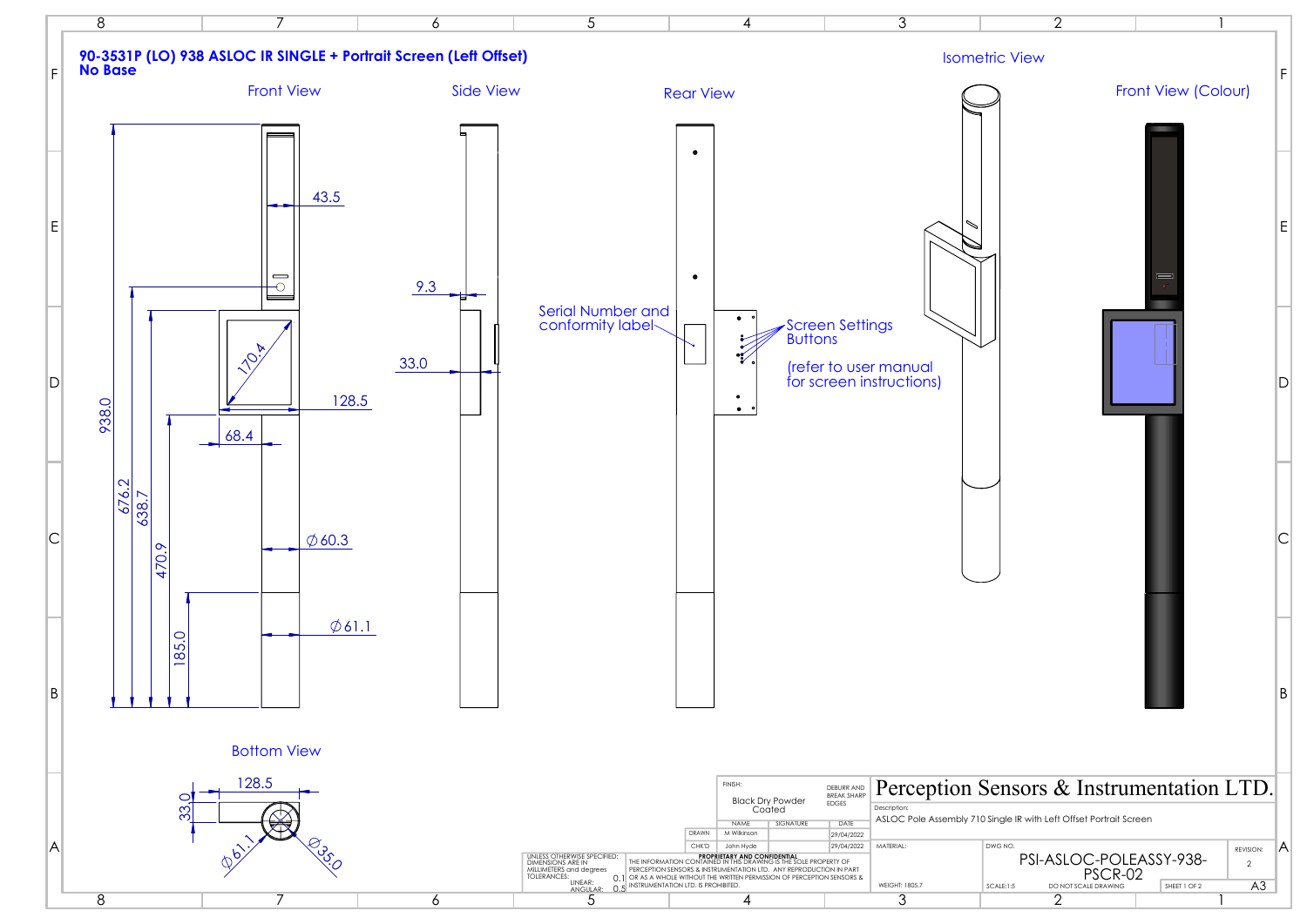# 90-3531P (LO) 938 ASLOC IR SINGLE + Portrait Screen (Left Offset)
## No Base

Front View

Side View

Rear View

Isometric View

Front View (Colour)

Bottom View

Dimensions: 938.0, 676.2, 638.7, 470.9, 185.0, 43.5, 170.4, 128.5, 68.4, Ø 60.3, Ø 61.1, 9.3, 33.0

Bottom View dimensions: 128.5, 33.0, Ø61.1, Ø35.0

Serial Number and conformity label

Screen Settings Buttons

(refer to user manual for screen instructions)

| FINISH: | | | DEBURR AND BREAK SHARP EDGES |
|---|---|---|---|
| Black Dry Powder Coated | | | |
| | NAME | SIGNATURE | DATE |
| DRAWN | M Wilkinson | | 29/04/2022 |
| CHK'D | John Hyde | | 29/04/2022 |

UNLESS OTHERWISE SPECIFIED: DIMENSIONS ARE IN MILLIMETERS and degrees
TOLERANCES:
LINEAR: 0.1
ANGULAR: 0.5

**PROPRIETARY AND CONFIDENTIAL**
THE INFORMATION CONTAINED IN THIS DRAWING IS THE SOLE PROPERTY OF PERCEPTION SENSORS & INSTRUMENTATION LTD. ANY REPRODUCTION IN PART OR AS A WHOLE WITHOUT THE WRITTEN PERMISSION OF PERCEPTION SENSORS & INSTRUMENTATION LTD. IS PROHIBITED.

**Perception Sensors & Instrumentation LTD.**

Description: ASLOC Pole Assembly 710 Single IR with Left Offset Portrait Screen

MATERIAL:

WEIGHT: 1805.7

DWG NO. PSI-ASLOC-POLEASSY-938-PSCR-02

REVISION: 2

SCALE:1:5

DO NOT SCALE DRAWING

SHEET 1 OF 2

A3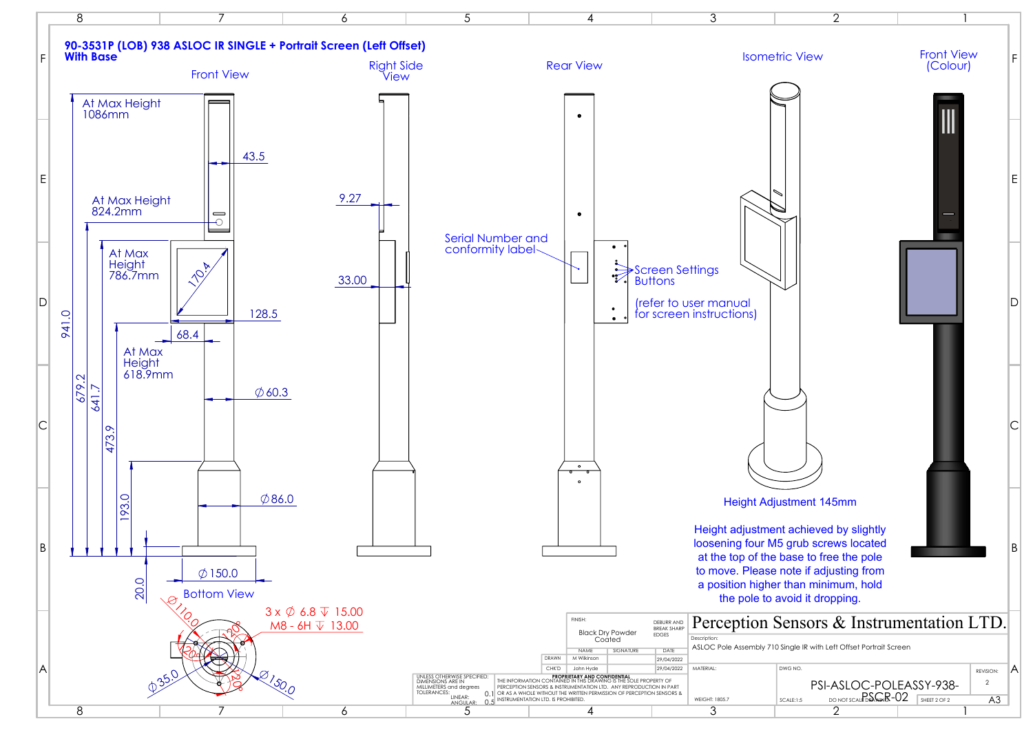# 90-3531P (LOB) 938 ASLOC IR SINGLE + Portrait Screen (Left Offset) With Base

Front View

At Max Height 1086mm

43.5

At Max Height 824.2mm

At Max Height 786.7mm

170.4

128.5

68.4

At Max Height 618.9mm

∅ 60.3

∅ 86.0

941.0

679.2

641.7

473.9

193.0

20.0

∅ 150.0

Bottom View

∅ 110.0

3 x ∅ 6.8 ↧ 15.00

M8 - 6H ↧ 13.00

120°

120°

120°

∅ 35.0

∅ 150.0

Right Side View

9.27

33.00

Rear View

Serial Number and conformity label

Screen Settings Buttons

(refer to user manual for screen instructions)

Isometric View

Height Adjustment 145mm

Height adjustment achieved by slightly loosening four M5 grub screws located at the top of the base to free the pole to move. Please note if adjusting from a position higher than minimum, hold the pole to avoid it dropping.

Front View (Colour)

| | | | |
|---|---|---|---|
| FINISH: Black Dry Powder Coated | | | DEBURR AND BREAK SHARP EDGES |
| | NAME | SIGNATURE | DATE |
| DRAWN | M Wilkinson | | 29/04/2022 |
| CHK'D | John Hyde | | 29/04/2022 |

UNLESS OTHERWISE SPECIFIED: DIMENSIONS ARE IN MILLIMETERS and degrees TOLERANCES: LINEAR: 0.1 ANGULAR: 0.5

PROPRIETARY AND CONFIDENTIAL
THE INFORMATION CONTAINED IN THIS DRAWING IS THE SOLE PROPERTY OF PERCEPTION SENSORS & INSTRUMENTATION LTD. ANY REPRODUCTION IN PART OR AS A WHOLE WITHOUT THE WRITTEN PERMISSION OF PERCEPTION SENSORS & INSTRUMENTATION LTD. IS PROHIBITED.

Perception Sensors & Instrumentation LTD.

Description: ASLOC Pole Assembly 710 Single IR with Left Offset Portrait Screen

MATERIAL:

WEIGHT: 1805.7

DWG NO. PSI-ASLOC-POLEASSY-938-PSCR-02

REVISION: 2

SCALE:1:5

DO NOT SCALE DRAWING

SHEET 2 OF 2

A3